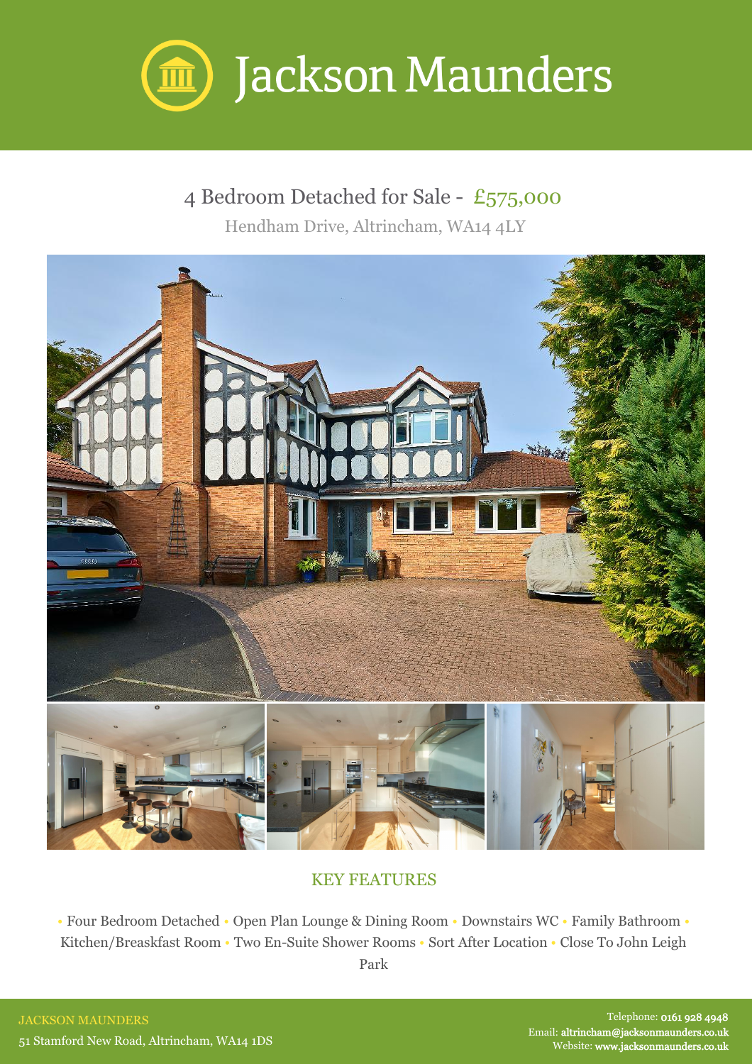# Jackson Maunders

## 4 Bedroom Detached for Sale - £575,000

Hendham Drive, Altrincham, WA14 4LY

### KEY FEATURES

- Four Bedroom Detached
- Open Plan Lounge & Dining Room
- Downstairs WC
- Family Bathroom
- Kitchen/Breaskfast Room
- Two En-Suite Shower Rooms
- Sort After Location
- Close To John Leigh Park

JACKSON MAUNDERS
51 Stamford New Road, Altrincham, WA14 1DS

Telephone: **0161 928 4948**
Email: **altrincham@jacksonmaunders.co.uk**
Website: **www.jacksonmaunders.co.uk**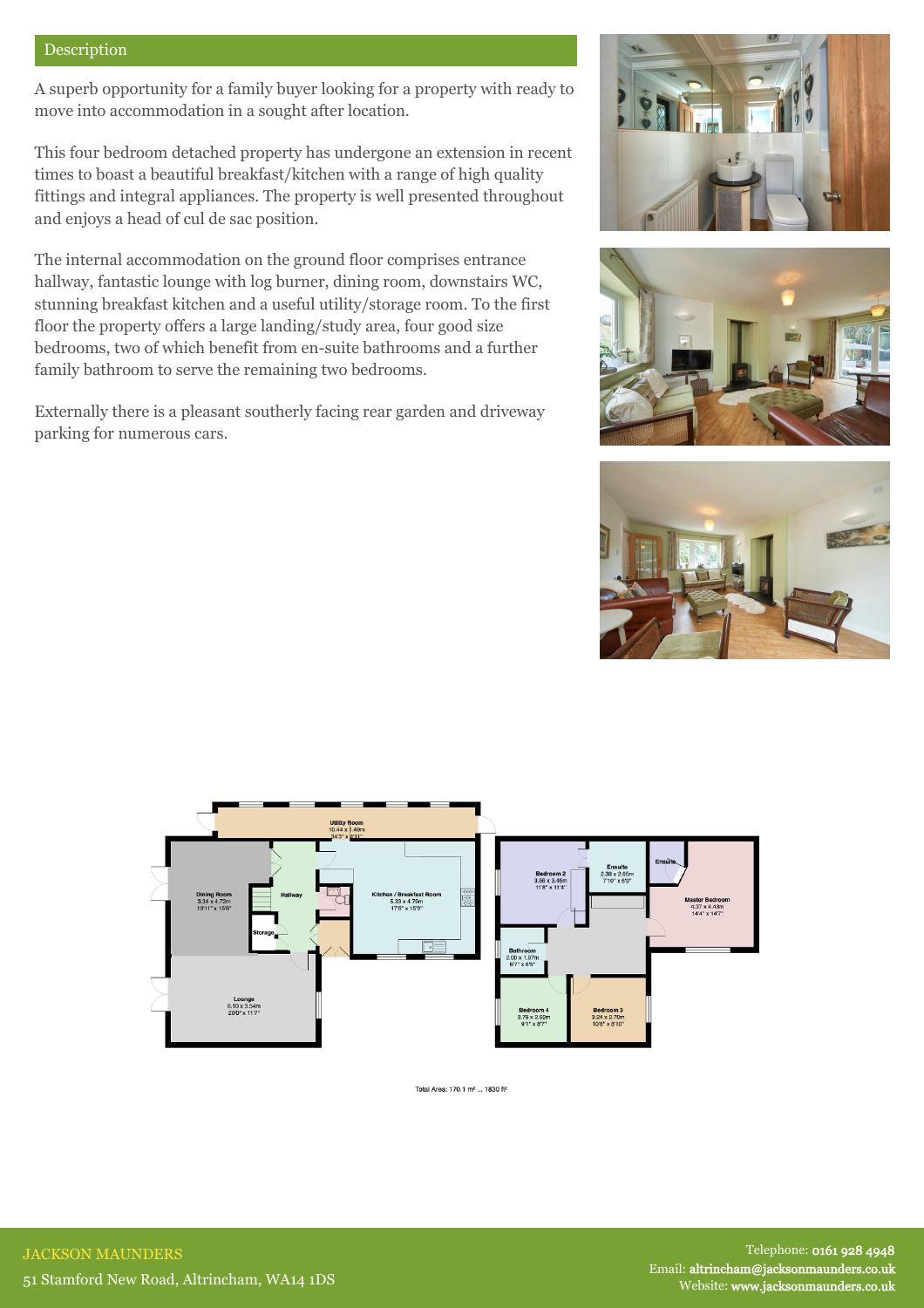## Description

A superb opportunity for a family buyer looking for a property with ready to move into accommodation in a sought after location.

This four bedroom detached property has undergone an extension in recent times to boast a beautiful breakfast/kitchen with a range of high quality fittings and integral appliances. The property is well presented throughout and enjoys a head of cul de sac position.

The internal accommodation on the ground floor comprises entrance hallway, fantastic lounge with log burner, dining room, downstairs WC, stunning breakfast kitchen and a useful utility/storage room. To the first floor the property offers a large landing/study area, four good size bedrooms, two of which benefit from en-suite bathrooms and a further family bathroom to serve the remaining two bedrooms.

Externally there is a pleasant southerly facing rear garden and driveway parking for numerous cars.

Utility Room
10.44 x 1.49m
34'3" x 4'11"

Dining Room
3.34 x 4.72m
10'11" x 15'6"

Hallway

Storage

Kitchen / Breakfast Room
5.33 x 4.79m
17'6" x 15'9"

Lounge
6.10 x 3.54m
20'0" x 11'7"

Bedroom 2
3.56 x 3.45m
11'8" x 11'4"

Ensuite
2.38 x 2.05m
7'10" x 6'9"

Ensuite

Master Bedroom
4.37 x 4.43m
14'4" x 14'7"

Bathroom
2.00 x 1.97m
6'7" x 6'5"

Bedroom 4
2.78 x 2.62m
9'1" x 8'7"

Bedroom 3
3.24 x 2.70m
10'8" x 8'10"

Total Area: 170.1 m² ... 1830 ft²

JACKSON MAUNDERS

51 Stamford New Road, Altrincham, WA14 1DS

Telephone: **0161 928 4948**
Email: **altrincham@jacksonmaunders.co.uk**
Website: **www.jacksonmaunders.co.uk**